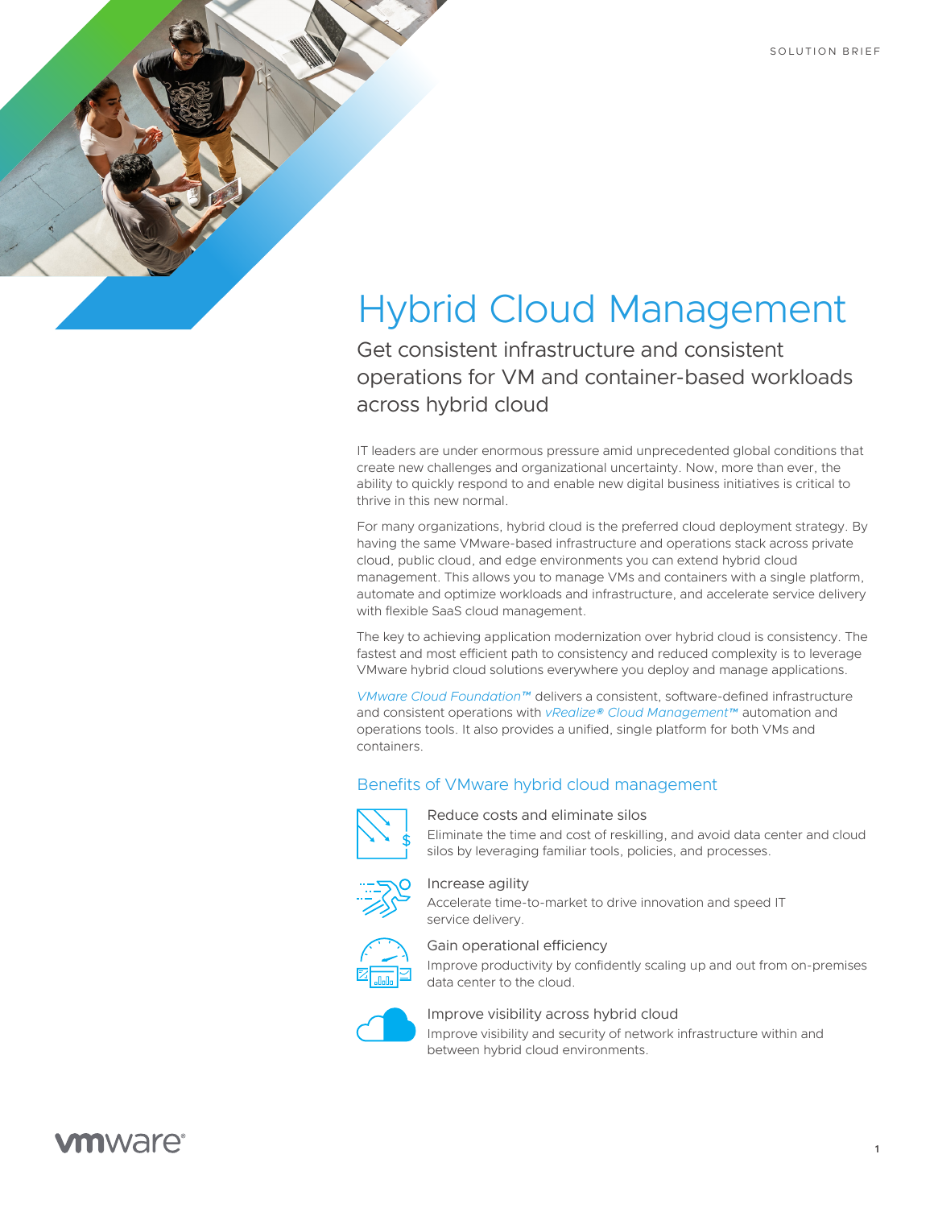SOLUTION BRIEF

# Hybrid Cloud Management

Get consistent infrastructure and consistent operations for VM and container-based workloads across hybrid cloud

IT leaders are under enormous pressure amid unprecedented global conditions that create new challenges and organizational uncertainty. Now, more than ever, the ability to quickly respond to and enable new digital business initiatives is critical to thrive in this new normal.

For many organizations, hybrid cloud is the preferred cloud deployment strategy. By having the same VMware-based infrastructure and operations stack across private cloud, public cloud, and edge environments you can extend hybrid cloud management. This allows you to manage VMs and containers with a single platform, automate and optimize workloads and infrastructure, and accelerate service delivery with flexible SaaS cloud management.

The key to achieving application modernization over hybrid cloud is consistency. The fastest and most efficient path to consistency and reduced complexity is to leverage VMware hybrid cloud solutions everywhere you deploy and manage applications.

*VMware Cloud Foundation™* delivers a consistent, software-defined infrastructure and consistent operations with *vRealize® Cloud Management™* automation and operations tools. It also provides a unified, single platform for both VMs and containers.

## Benefits of VMware hybrid cloud management

### Reduce costs and eliminate silos

Eliminate the time and cost of reskilling, and avoid data center and cloud silos by leveraging familiar tools, policies, and processes.

### Increase agility

Accelerate time-to-market to drive innovation and speed IT service delivery.

### Gain operational efficiency

Improve productivity by confidently scaling up and out from on-premises data center to the cloud.

### Improve visibility across hybrid cloud

Improve visibility and security of network infrastructure within and between hybrid cloud environments.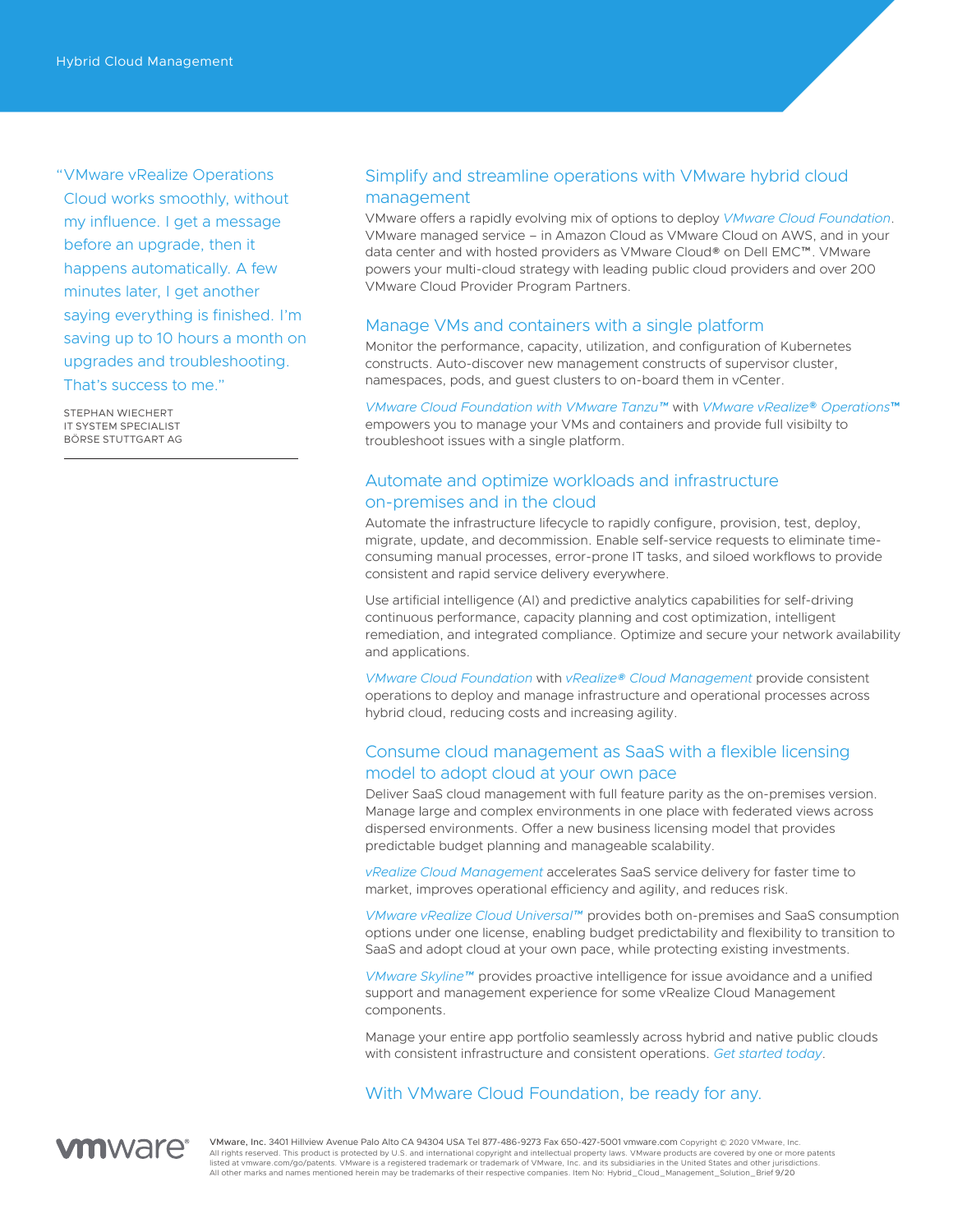"VMware vRealize Operations Cloud works smoothly, without my influence. I get a message before an upgrade, then it happens automatically. A few minutes later, I get another saying everything is finished. I'm saving up to 10 hours a month on upgrades and troubleshooting. That's success to me."

STEPHAN WIECHERT
IT SYSTEM SPECIALIST
BÖRSE STUTTGART AG

## Simplify and streamline operations with VMware hybrid cloud management

VMware offers a rapidly evolving mix of options to deploy *VMware Cloud Foundation*. VMware managed service – in Amazon Cloud as VMware Cloud on AWS, and in your data center and with hosted providers as VMware Cloud® on Dell EMC™. VMware powers your multi-cloud strategy with leading public cloud providers and over 200 VMware Cloud Provider Program Partners.

## Manage VMs and containers with a single platform

Monitor the performance, capacity, utilization, and configuration of Kubernetes constructs. Auto-discover new management constructs of supervisor cluster, namespaces, pods, and guest clusters to on-board them in vCenter.

*VMware Cloud Foundation with VMware Tanzu™* with *VMware vRealize® Operations™* empowers you to manage your VMs and containers and provide full visibilty to troubleshoot issues with a single platform.

## Automate and optimize workloads and infrastructure on-premises and in the cloud

Automate the infrastructure lifecycle to rapidly configure, provision, test, deploy, migrate, update, and decommission. Enable self-service requests to eliminate time-consuming manual processes, error-prone IT tasks, and siloed workflows to provide consistent and rapid service delivery everywhere.

Use artificial intelligence (AI) and predictive analytics capabilities for self-driving continuous performance, capacity planning and cost optimization, intelligent remediation, and integrated compliance. Optimize and secure your network availability and applications.

*VMware Cloud Foundation* with *vRealize® Cloud Management* provide consistent operations to deploy and manage infrastructure and operational processes across hybrid cloud, reducing costs and increasing agility.

## Consume cloud management as SaaS with a flexible licensing model to adopt cloud at your own pace

Deliver SaaS cloud management with full feature parity as the on-premises version. Manage large and complex environments in one place with federated views across dispersed environments. Offer a new business licensing model that provides predictable budget planning and manageable scalability.

*vRealize Cloud Management* accelerates SaaS service delivery for faster time to market, improves operational efficiency and agility, and reduces risk.

*VMware vRealize Cloud Universal™* provides both on-premises and SaaS consumption options under one license, enabling budget predictability and flexibility to transition to SaaS and adopt cloud at your own pace, while protecting existing investments.

*VMware Skyline™* provides proactive intelligence for issue avoidance and a unified support and management experience for some vRealize Cloud Management components.

Manage your entire app portfolio seamlessly across hybrid and native public clouds with consistent infrastructure and consistent operations. *Get started today*.

## With VMware Cloud Foundation, be ready for any.

**VMware, Inc.** 3401 Hillview Avenue Palo Alto CA 94304 USA Tel 877-486-9273 Fax 650-427-5001 vmware.com Copyright © 2020 VMware, Inc. All rights reserved. This product is protected by U.S. and international copyright and intellectual property laws. VMware products are covered by one or more patents listed at vmware.com/go/patents. VMware is a registered trademark or trademark of VMware, Inc. and its subsidiaries in the United States and other jurisdictions. All other marks and names mentioned herein may be trademarks of their respective companies. Item No: Hybrid_Cloud_Management_Solution_Brief 9/20